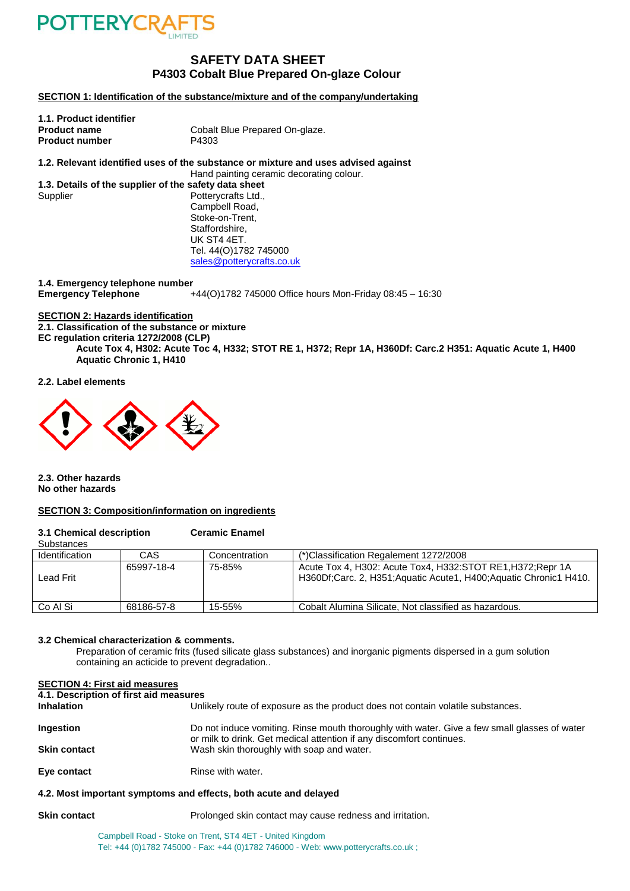POTTERYCRAFTS LIMITED

# SAFETY DATA SHEET
## P4303 Cobalt Blue Prepared On-glaze Colour

### SECTION 1: Identification of the substance/mixture and of the company/undertaking

**1.1. Product identifier**

| | |
|---|---|
| **Product name** | Cobalt Blue Prepared On-glaze. |
| **Product number** | P4303 |

**1.2. Relevant identified uses of the substance or mixture and uses advised against**

Hand painting ceramic decorating colour.

**1.3. Details of the supplier of the safety data sheet**

Supplier

Potterycrafts Ltd.,
Campbell Road,
Stoke-on-Trent,
Staffordshire,
UK ST4 4ET.
Tel. 44(O)1782 745000
sales@potterycrafts.co.uk

**1.4. Emergency telephone number**

**Emergency Telephone** +44(O)1782 745000 Office hours Mon-Friday 08:45 – 16:30

### SECTION 2: Hazards identification

**2.1. Classification of the substance or mixture**

**EC regulation criteria 1272/2008 (CLP)**

**Acute Tox 4, H302: Acute Toc 4, H332; STOT RE 1, H372; Repr 1A, H360Df: Carc.2 H351: Aquatic Acute 1, H400 Aquatic Chronic 1, H410**

**2.2. Label elements**

**2.3. Other hazards**

**No other hazards**

### SECTION 3: Composition/information on ingredients

**3.1 Chemical description** **Ceramic Enamel**

Substances

| Identification | CAS | Concentration | (*)Classification Regalement 1272/2008 |
|---|---|---|---|
| Lead Frit | 65997-18-4 | 75-85% | Acute Tox 4, H302: Acute Tox4, H332:STOT RE1,H372;Repr 1A H360Df;Carc. 2, H351;Aquatic Acute1, H400;Aquatic Chronic1 H410. |
| Co Al Si | 68186-57-8 | 15-55% | Cobalt Alumina Silicate, Not classified as hazardous. |

**3.2 Chemical characterization & comments.**

Preparation of ceramic frits (fused silicate glass substances) and inorganic pigments dispersed in a gum solution containing an acticide to prevent degradation..

### SECTION 4: First aid measures

**4.1. Description of first aid measures**

| | |
|---|---|
| **Inhalation** | Unlikely route of exposure as the product does not contain volatile substances. |
| **Ingestion** | Do not induce vomiting. Rinse mouth thoroughly with water. Give a few small glasses of water or milk to drink. Get medical attention if any discomfort continues. |
| **Skin contact** | Wash skin thoroughly with soap and water. |
| **Eye contact** | Rinse with water. |

**4.2. Most important symptoms and effects, both acute and delayed**

| | |
|---|---|
| **Skin contact** | Prolonged skin contact may cause redness and irritation. |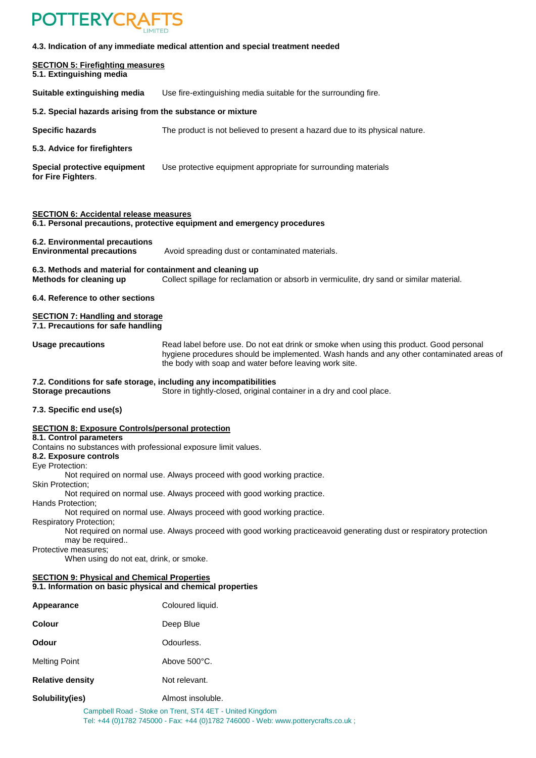**4.3. Indication of any immediate medical attention and special treatment needed**

## SECTION 5: Firefighting measures

**5.1. Extinguishing media**

**Suitable extinguishing media** Use fire-extinguishing media suitable for the surrounding fire.

**5.2. Special hazards arising from the substance or mixture**

**Specific hazards** The product is not believed to present a hazard due to its physical nature.

**5.3. Advice for firefighters**

**Special protective equipment for Fire Fighters**. Use protective equipment appropriate for surrounding materials

## SECTION 6: Accidental release measures

**6.1. Personal precautions, protective equipment and emergency procedures**

**6.2. Environmental precautions**

**Environmental precautions** Avoid spreading dust or contaminated materials.

**6.3. Methods and material for containment and cleaning up**

**Methods for cleaning up** Collect spillage for reclamation or absorb in vermiculite, dry sand or similar material.

**6.4. Reference to other sections**

## SECTION 7: Handling and storage

**7.1. Precautions for safe handling**

**Usage precautions** Read label before use. Do not eat drink or smoke when using this product. Good personal hygiene procedures should be implemented. Wash hands and any other contaminated areas of the body with soap and water before leaving work site.

**7.2. Conditions for safe storage, including any incompatibilities**

**Storage precautions** Store in tightly-closed, original container in a dry and cool place.

**7.3. Specific end use(s)**

## SECTION 8: Exposure Controls/personal protection

**8.1. Control parameters**

Contains no substances with professional exposure limit values.

**8.2. Exposure controls**

Eye Protection:

Not required on normal use. Always proceed with good working practice.

Skin Protection;

Not required on normal use. Always proceed with good working practice.

Hands Protection;

Not required on normal use. Always proceed with good working practice.

Respiratory Protection;

Not required on normal use. Always proceed with good working practiceavoid generating dust or respiratory protection may be required..

Protective measures;

When using do not eat, drink, or smoke.

## SECTION 9: Physical and Chemical Properties

**9.1. Information on basic physical and chemical properties**

**Appearance** Coloured liquid.

**Colour** Deep Blue

**Odour** Odourless.

Melting Point Above 500°C.

**Relative density** Not relevant.

**Solubility(ies)** Almost insoluble.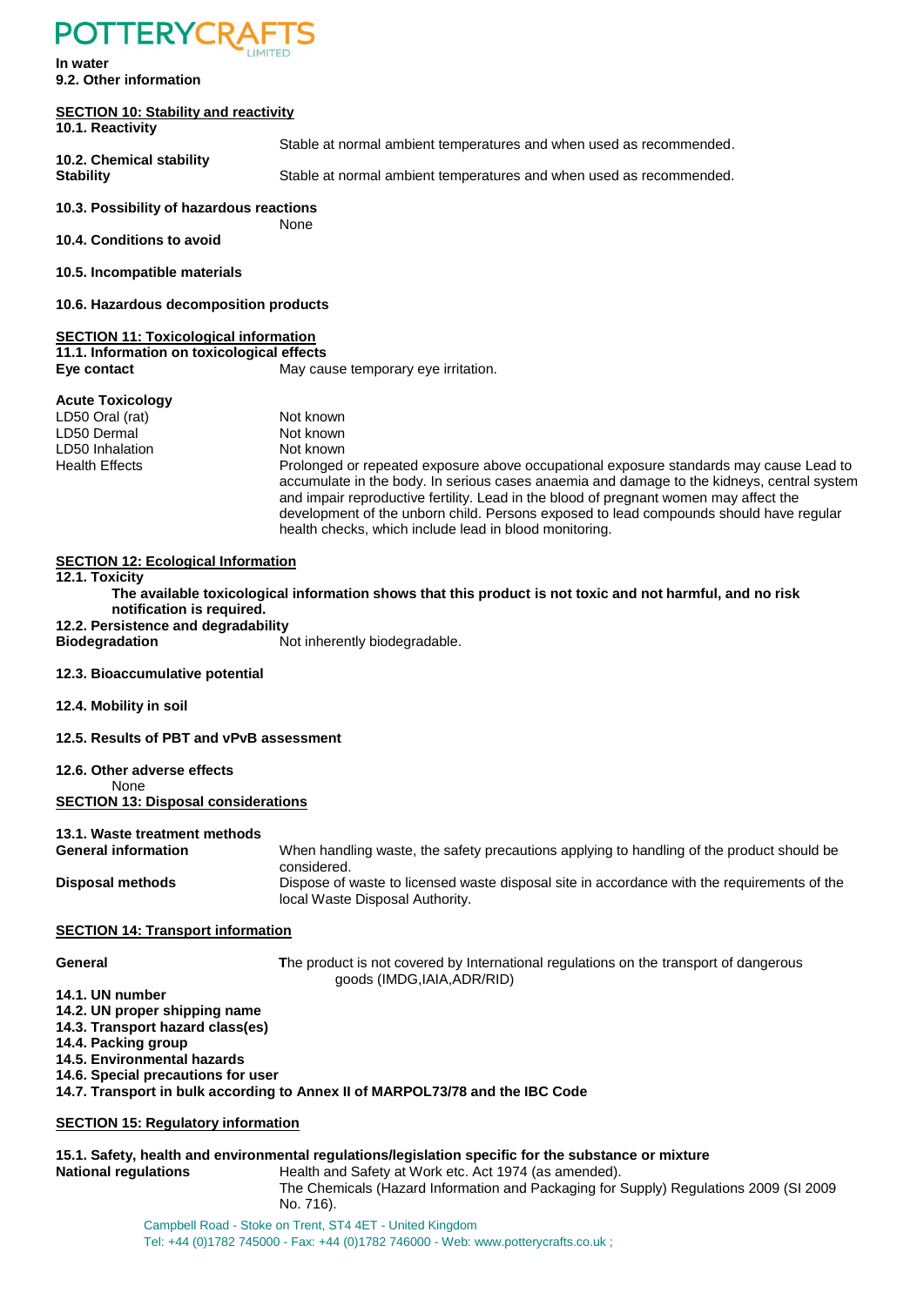In water

**9.2. Other information**

## SECTION 10: Stability and reactivity

**10.1. Reactivity**

Stable at normal ambient temperatures and when used as recommended.

**10.2. Chemical stability**

**Stability** Stable at normal ambient temperatures and when used as recommended.

**10.3. Possibility of hazardous reactions**

None

**10.4. Conditions to avoid**

**10.5. Incompatible materials**

**10.6. Hazardous decomposition products**

## SECTION 11: Toxicological information

**11.1. Information on toxicological effects**

**Eye contact** May cause temporary eye irritation.

**Acute Toxicology**

| | |
|---|---|
| LD50 Oral (rat) | Not known |
| LD50 Dermal | Not known |
| LD50 Inhalation | Not known |
| Health Effects | Prolonged or repeated exposure above occupational exposure standards may cause Lead to accumulate in the body. In serious cases anaemia and damage to the kidneys, central system and impair reproductive fertility. Lead in the blood of pregnant women may affect the development of the unborn child. Persons exposed to lead compounds should have regular health checks, which include lead in blood monitoring. |

## SECTION 12: Ecological Information

**12.1. Toxicity**

**The available toxicological information shows that this product is not toxic and not harmful, and no risk notification is required.**

**12.2. Persistence and degradability**

**Biodegradation** Not inherently biodegradable.

**12.3. Bioaccumulative potential**

**12.4. Mobility in soil**

**12.5. Results of PBT and vPvB assessment**

**12.6. Other adverse effects**

None

## SECTION 13: Disposal considerations

**13.1. Waste treatment methods**

**General information** When handling waste, the safety precautions applying to handling of the product should be considered.

**Disposal methods** Dispose of waste to licensed waste disposal site in accordance with the requirements of the local Waste Disposal Authority.

## SECTION 14: Transport information

**General** The product is not covered by International regulations on the transport of dangerous goods (IMDG,IAIA,ADR/RID)

**14.1. UN number**

**14.2. UN proper shipping name**

**14.3. Transport hazard class(es)**

**14.4. Packing group**

**14.5. Environmental hazards**

**14.6. Special precautions for user**

**14.7. Transport in bulk according to Annex II of MARPOL73/78 and the IBC Code**

## SECTION 15: Regulatory information

**15.1. Safety, health and environmental regulations/legislation specific for the substance or mixture**

**National regulations** Health and Safety at Work etc. Act 1974 (as amended).
The Chemicals (Hazard Information and Packaging for Supply) Regulations 2009 (SI 2009 No. 716).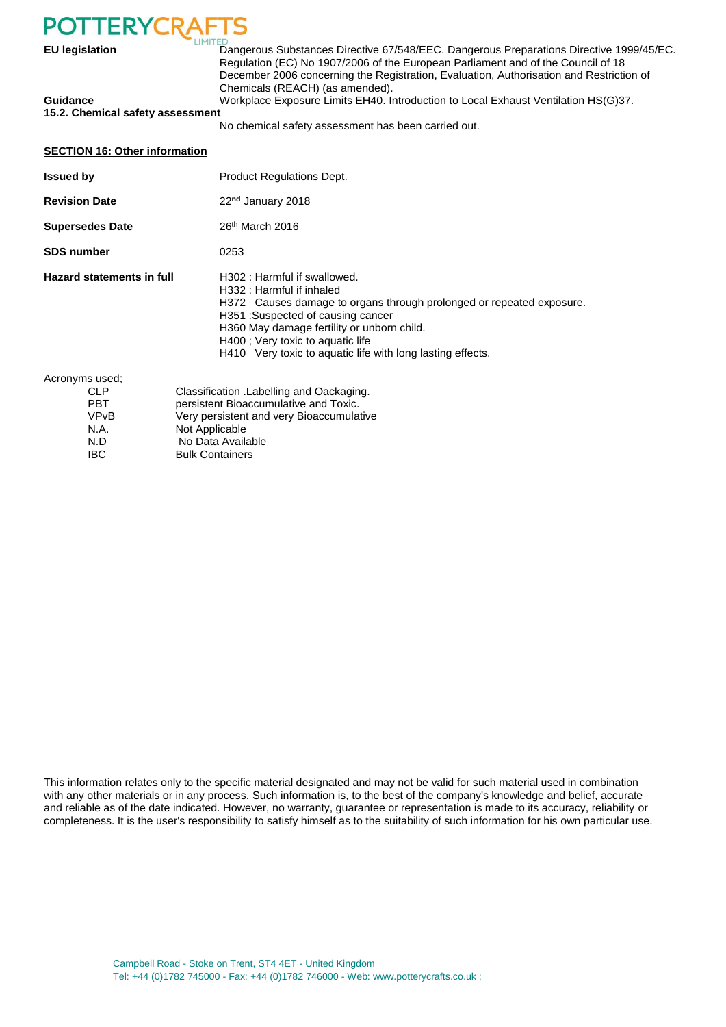**EU legislation** Dangerous Substances Directive 67/548/EEC. Dangerous Preparations Directive 1999/45/EC. Regulation (EC) No 1907/2006 of the European Parliament and of the Council of 18 December 2006 concerning the Registration, Evaluation, Authorisation and Restriction of Chemicals (REACH) (as amended).

**Guidance** Workplace Exposure Limits EH40. Introduction to Local Exhaust Ventilation HS(G)37.

**15.2. Chemical safety assessment**

No chemical safety assessment has been carried out.

## SECTION 16: Other information

**Issued by** Product Regulations Dept.

**Revision Date** 22nd January 2018

**Supersedes Date** 26th March 2016

**SDS number** 0253

**Hazard statements in full**

H302 : Harmful if swallowed.
H332 : Harmful if inhaled
H372 Causes damage to organs through prolonged or repeated exposure.
H351 :Suspected of causing cancer
H360 May damage fertility or unborn child.
H400 ; Very toxic to aquatic life
H410 Very toxic to aquatic life with long lasting effects.

Acronyms used;

| | |
|---|---|
| CLP | Classification .Labelling and Oackaging. |
| PBT | persistent Bioaccumulative and Toxic. |
| VPvB | Very persistent and very Bioaccumulative |
| N.A. | Not Applicable |
| N.D | No Data Available |
| IBC | Bulk Containers |

This information relates only to the specific material designated and may not be valid for such material used in combination with any other materials or in any process. Such information is, to the best of the company's knowledge and belief, accurate and reliable as of the date indicated. However, no warranty, guarantee or representation is made to its accuracy, reliability or completeness. It is the user's responsibility to satisfy himself as to the suitability of such information for his own particular use.